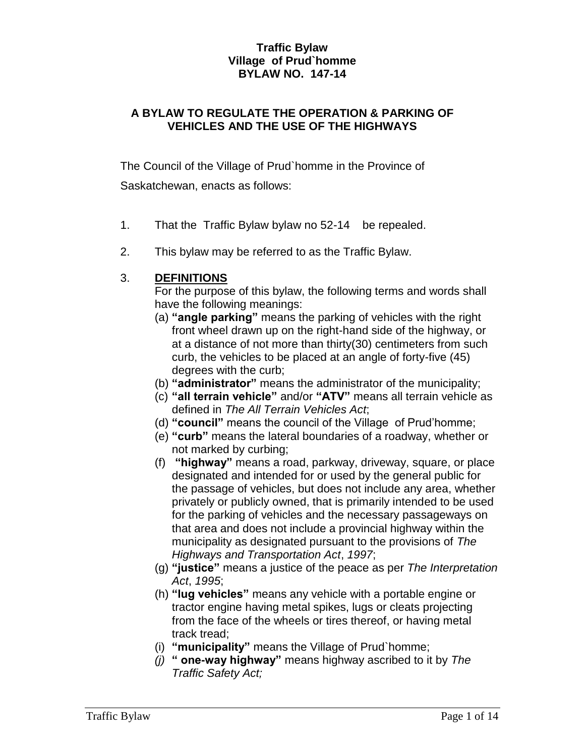**Traffic Bylaw**
**Village of Prud`homme**
**BYLAW NO. 147-14**

**A BYLAW TO REGULATE THE OPERATION & PARKING OF VEHICLES AND THE USE OF THE HIGHWAYS**

The Council of the Village of Prud`homme in the Province of Saskatchewan, enacts as follows:

1. That the Traffic Bylaw bylaw no 52-14 be repealed.

2. This bylaw may be referred to as the Traffic Bylaw.

3. **DEFINITIONS**

   For the purpose of this bylaw, the following terms and words shall have the following meanings:

   (a) **"angle parking"** means the parking of vehicles with the right front wheel drawn up on the right-hand side of the highway, or at a distance of not more than thirty(30) centimeters from such curb, the vehicles to be placed at an angle of forty-five (45) degrees with the curb;

   (b) **"administrator"** means the administrator of the municipality;

   (c) **"all terrain vehicle"** and/or **"ATV"** means all terrain vehicle as defined in *The All Terrain Vehicles Act*;

   (d) **"council"** means the council of the Village of Prud'homme;

   (e) **"curb"** means the lateral boundaries of a roadway, whether or not marked by curbing;

   (f) **"highway"** means a road, parkway, driveway, square, or place designated and intended for or used by the general public for the passage of vehicles, but does not include any area, whether privately or publicly owned, that is primarily intended to be used for the parking of vehicles and the necessary passageways on that area and does not include a provincial highway within the municipality as designated pursuant to the provisions of *The Highways and Transportation Act*, *1997*;

   (g) **"justice"** means a justice of the peace as per *The Interpretation Act*, *1995*;

   (h) **"lug vehicles"** means any vehicle with a portable engine or tractor engine having metal spikes, lugs or cleats projecting from the face of the wheels or tires thereof, or having metal track tread;

   (i) **"municipality"** means the Village of Prud`homme;

   *(j)* **" one-way highway"** means highway ascribed to it by *The Traffic Safety Act;*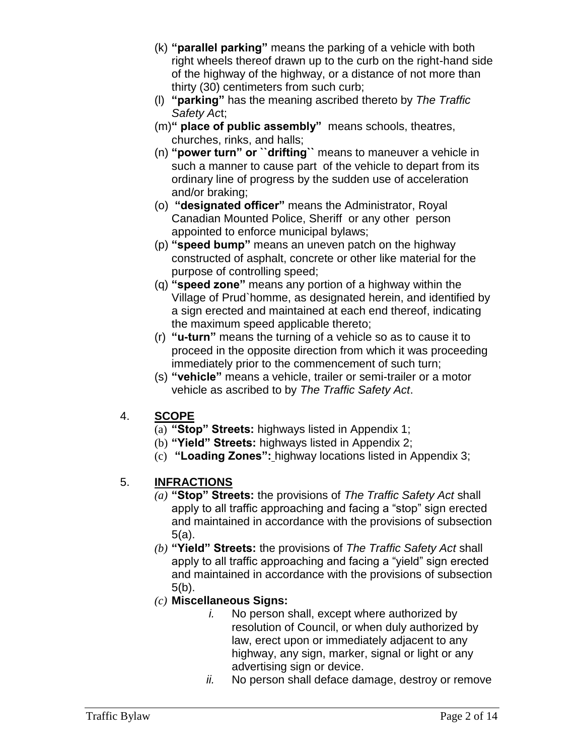(k) **"parallel parking"** means the parking of a vehicle with both right wheels thereof drawn up to the curb on the right-hand side of the highway of the highway, or a distance of not more than thirty (30) centimeters from such curb;

(l) **"parking"** has the meaning ascribed thereto by *The Traffic Safety Ac*t;

(m)**" place of public assembly"** means schools, theatres, churches, rinks, and halls;

(n) **"power turn" or ``drifting``** means to maneuver a vehicle in such a manner to cause part of the vehicle to depart from its ordinary line of progress by the sudden use of acceleration and/or braking;

(o) **"designated officer"** means the Administrator, Royal Canadian Mounted Police, Sheriff or any other person appointed to enforce municipal bylaws;

(p) **"speed bump"** means an uneven patch on the highway constructed of asphalt, concrete or other like material for the purpose of controlling speed;

(q) **"speed zone"** means any portion of a highway within the Village of Prud`homme, as designated herein, and identified by a sign erected and maintained at each end thereof, indicating the maximum speed applicable thereto;

(r) **"u-turn"** means the turning of a vehicle so as to cause it to proceed in the opposite direction from which it was proceeding immediately prior to the commencement of such turn;

(s) **"vehicle"** means a vehicle, trailer or semi-trailer or a motor vehicle as ascribed to by *The Traffic Safety Act*.

4. **SCOPE**

(a) **"Stop" Streets:** highways listed in Appendix 1;

(b) **"Yield" Streets:** highways listed in Appendix 2;

(c) **"Loading Zones":** highway locations listed in Appendix 3;

5. **INFRACTIONS**

*(a)* **"Stop" Streets:** the provisions of *The Traffic Safety Act* shall apply to all traffic approaching and facing a "stop" sign erected and maintained in accordance with the provisions of subsection 5(a).

*(b)* **"Yield" Streets:** the provisions of *The Traffic Safety Act* shall apply to all traffic approaching and facing a "yield" sign erected and maintained in accordance with the provisions of subsection 5(b).

*(c)* **Miscellaneous Signs:**

*i.* No person shall, except where authorized by resolution of Council, or when duly authorized by law, erect upon or immediately adjacent to any highway, any sign, marker, signal or light or any advertising sign or device.

*ii.* No person shall deface damage, destroy or remove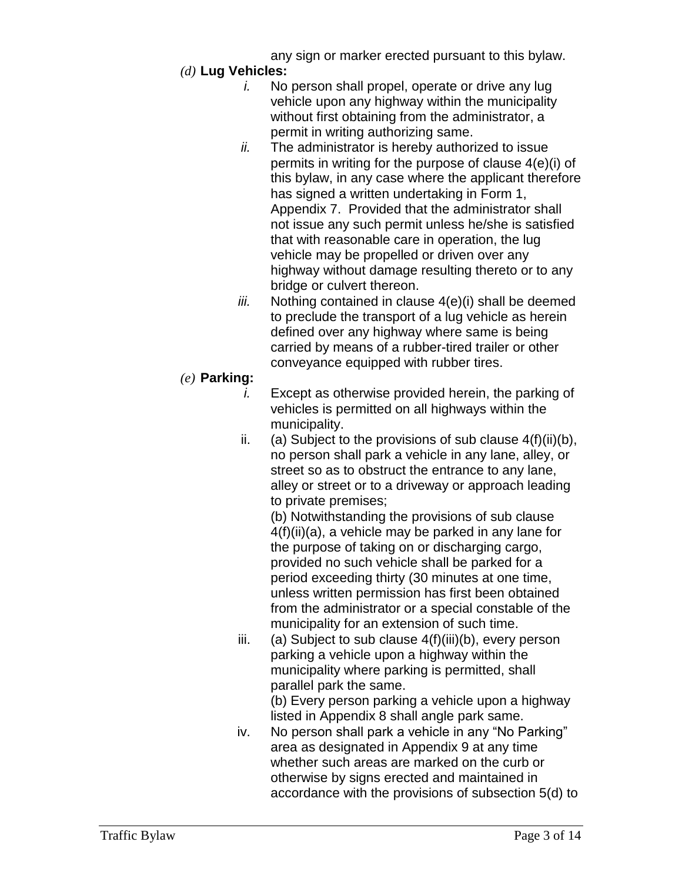any sign or marker erected pursuant to this bylaw.

*(d)* **Lug Vehicles:**

*i.* No person shall propel, operate or drive any lug vehicle upon any highway within the municipality without first obtaining from the administrator, a permit in writing authorizing same.

*ii.* The administrator is hereby authorized to issue permits in writing for the purpose of clause 4(e)(i) of this bylaw, in any case where the applicant therefore has signed a written undertaking in Form 1, Appendix 7. Provided that the administrator shall not issue any such permit unless he/she is satisfied that with reasonable care in operation, the lug vehicle may be propelled or driven over any highway without damage resulting thereto or to any bridge or culvert thereon.

*iii.* Nothing contained in clause 4(e)(i) shall be deemed to preclude the transport of a lug vehicle as herein defined over any highway where same is being carried by means of a rubber-tired trailer or other conveyance equipped with rubber tires.

*(e)* **Parking:**

*i.* Except as otherwise provided herein, the parking of vehicles is permitted on all highways within the municipality.

ii. (a) Subject to the provisions of sub clause 4(f)(ii)(b), no person shall park a vehicle in any lane, alley, or street so as to obstruct the entrance to any lane, alley or street or to a driveway or approach leading to private premises;

(b) Notwithstanding the provisions of sub clause 4(f)(ii)(a), a vehicle may be parked in any lane for the purpose of taking on or discharging cargo, provided no such vehicle shall be parked for a period exceeding thirty (30 minutes at one time, unless written permission has first been obtained from the administrator or a special constable of the municipality for an extension of such time.

iii. (a) Subject to sub clause 4(f)(iii)(b), every person parking a vehicle upon a highway within the municipality where parking is permitted, shall parallel park the same.

(b) Every person parking a vehicle upon a highway listed in Appendix 8 shall angle park same.

iv. No person shall park a vehicle in any “No Parking” area as designated in Appendix 9 at any time whether such areas are marked on the curb or otherwise by signs erected and maintained in accordance with the provisions of subsection 5(d) to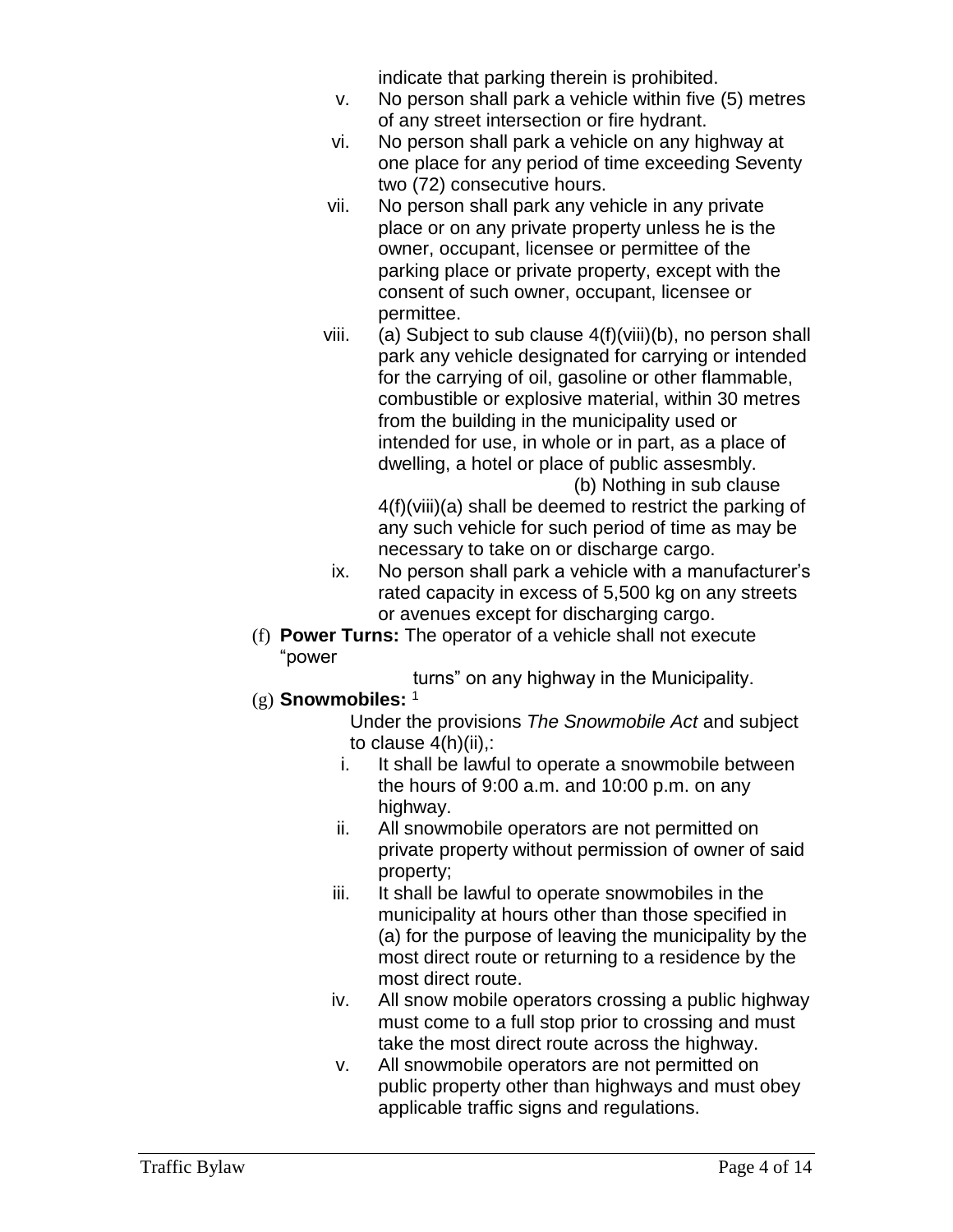indicate that parking therein is prohibited.

v. No person shall park a vehicle within five (5) metres of any street intersection or fire hydrant.

vi. No person shall park a vehicle on any highway at one place for any period of time exceeding Seventy two (72) consecutive hours.

vii. No person shall park any vehicle in any private place or on any private property unless he is the owner, occupant, licensee or permittee of the parking place or private property, except with the consent of such owner, occupant, licensee or permittee.

viii. (a) Subject to sub clause 4(f)(viii)(b), no person shall park any vehicle designated for carrying or intended for the carrying of oil, gasoline or other flammable, combustible or explosive material, within 30 metres from the building in the municipality used or intended for use, in whole or in part, as a place of dwelling, a hotel or place of public assesmbly.

(b) Nothing in sub clause 4(f)(viii)(a) shall be deemed to restrict the parking of any such vehicle for such period of time as may be necessary to take on or discharge cargo.

ix. No person shall park a vehicle with a manufacturer's rated capacity in excess of 5,500 kg on any streets or avenues except for discharging cargo.

(f) **Power Turns:** The operator of a vehicle shall not execute "power turns" on any highway in the Municipality.

(g) **Snowmobiles:** [1]

Under the provisions *The Snowmobile Act* and subject to clause 4(h)(ii),:

i. It shall be lawful to operate a snowmobile between the hours of 9:00 a.m. and 10:00 p.m. on any highway.

ii. All snowmobile operators are not permitted on private property without permission of owner of said property;

iii. It shall be lawful to operate snowmobiles in the municipality at hours other than those specified in (a) for the purpose of leaving the municipality by the most direct route or returning to a residence by the most direct route.

iv. All snow mobile operators crossing a public highway must come to a full stop prior to crossing and must take the most direct route across the highway.

v. All snowmobile operators are not permitted on public property other than highways and must obey applicable traffic signs and regulations.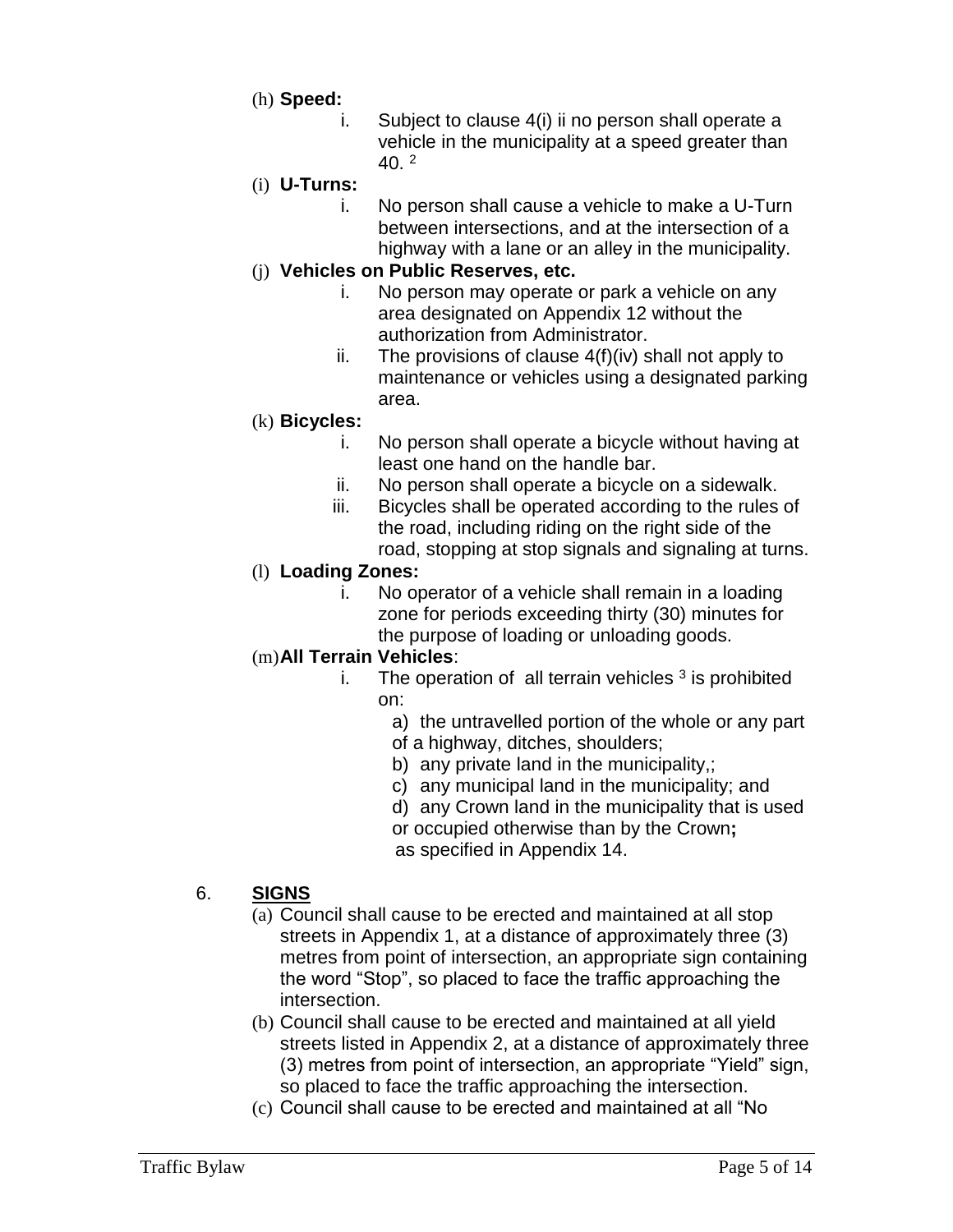(h) **Speed:**

i. Subject to clause 4(i) ii no person shall operate a vehicle in the municipality at a speed greater than 40. [2]

(i) **U-Turns:**

i. No person shall cause a vehicle to make a U-Turn between intersections, and at the intersection of a highway with a lane or an alley in the municipality.

(j) **Vehicles on Public Reserves, etc.**

i. No person may operate or park a vehicle on any area designated on Appendix 12 without the authorization from Administrator.

ii. The provisions of clause 4(f)(iv) shall not apply to maintenance or vehicles using a designated parking area.

(k) **Bicycles:**

i. No person shall operate a bicycle without having at least one hand on the handle bar.

ii. No person shall operate a bicycle on a sidewalk.

iii. Bicycles shall be operated according to the rules of the road, including riding on the right side of the road, stopping at stop signals and signaling at turns.

(l) **Loading Zones:**

i. No operator of a vehicle shall remain in a loading zone for periods exceeding thirty (30) minutes for the purpose of loading or unloading goods.

(m) **All Terrain Vehicles**:

i. The operation of all terrain vehicles [3] is prohibited on:

a) the untravelled portion of the whole or any part of a highway, ditches, shoulders;

b) any private land in the municipality,;

c) any municipal land in the municipality; and

d) any Crown land in the municipality that is used or occupied otherwise than by the Crown**;**

as specified in Appendix 14.

6. **SIGNS**

(a) Council shall cause to be erected and maintained at all stop streets in Appendix 1, at a distance of approximately three (3) metres from point of intersection, an appropriate sign containing the word "Stop", so placed to face the traffic approaching the intersection.

(b) Council shall cause to be erected and maintained at all yield streets listed in Appendix 2, at a distance of approximately three (3) metres from point of intersection, an appropriate "Yield" sign, so placed to face the traffic approaching the intersection.

(c) Council shall cause to be erected and maintained at all "No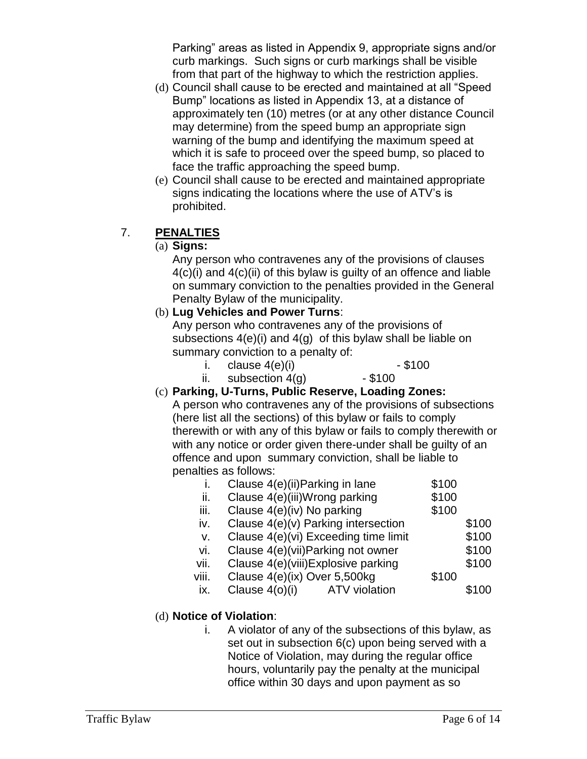Parking" areas as listed in Appendix 9, appropriate signs and/or curb markings. Such signs or curb markings shall be visible from that part of the highway to which the restriction applies.

(d) Council shall cause to be erected and maintained at all "Speed Bump" locations as listed in Appendix 13, at a distance of approximately ten (10) metres (or at any other distance Council may determine) from the speed bump an appropriate sign warning of the bump and identifying the maximum speed at which it is safe to proceed over the speed bump, so placed to face the traffic approaching the speed bump.

(e) Council shall cause to be erected and maintained appropriate signs indicating the locations where the use of ATV's is prohibited.

## 7. **PENALTIES**

(a) **Signs:**

Any person who contravenes any of the provisions of clauses 4(c)(i) and 4(c)(ii) of this bylaw is guilty of an offence and liable on summary conviction to the penalties provided in the General Penalty Bylaw of the municipality.

(b) **Lug Vehicles and Power Turns**:

Any person who contravenes any of the provisions of subsections 4(e)(i) and 4(g) of this bylaw shall be liable on summary conviction to a penalty of:

i. clause 4(e)(i) - $100
ii. subsection 4(g) - $100

(c) **Parking, U-Turns, Public Reserve, Loading Zones:**

A person who contravenes any of the provisions of subsections (here list all the sections) of this bylaw or fails to comply therewith or with any of this bylaw or fails to comply therewith or with any notice or order given there-under shall be guilty of an offence and upon summary conviction, shall be liable to penalties as follows:

i. Clause 4(e)(ii)Parking in lane $100
ii. Clause 4(e)(iii)Wrong parking $100
iii. Clause 4(e)(iv) No parking $100
iv. Clause 4(e)(v) Parking intersection $100
v. Clause 4(e)(vi) Exceeding time limit $100
vi. Clause 4(e)(vii)Parking not owner $100
vii. Clause 4(e)(viii)Explosive parking $100
viii. Clause 4(e)(ix) Over 5,500kg $100
ix. Clause 4(o)(i) ATV violation $100

(d) **Notice of Violation**:

i. A violator of any of the subsections of this bylaw, as set out in subsection 6(c) upon being served with a Notice of Violation, may during the regular office hours, voluntarily pay the penalty at the municipal office within 30 days and upon payment as so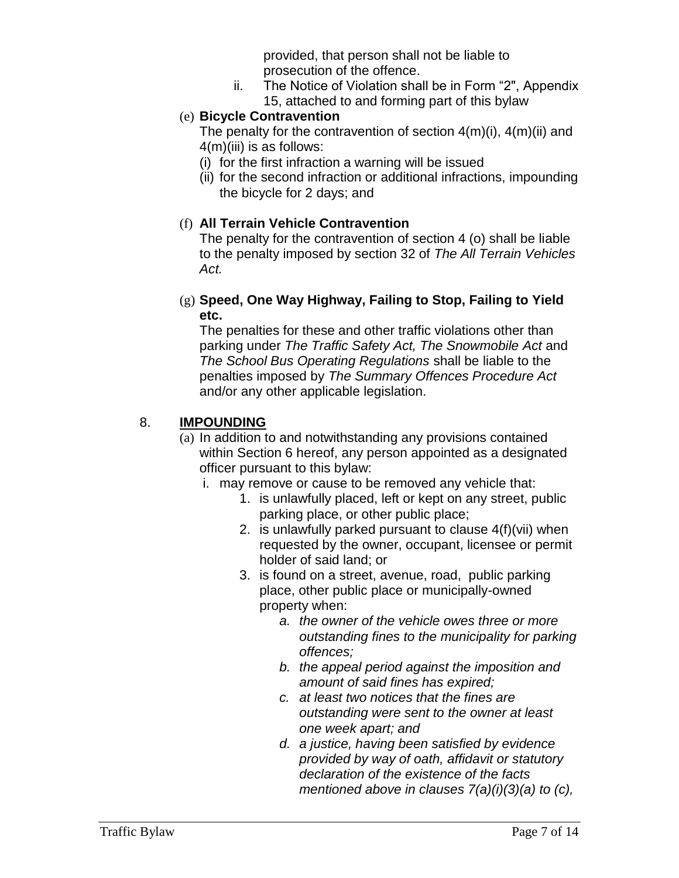provided, that person shall not be liable to prosecution of the offence.

ii. The Notice of Violation shall be in Form "2", Appendix 15, attached to and forming part of this bylaw

(e) **Bicycle Contravention**

The penalty for the contravention of section 4(m)(i), 4(m)(ii) and 4(m)(iii) is as follows:

(i) for the first infraction a warning will be issued

(ii) for the second infraction or additional infractions, impounding the bicycle for 2 days; and

(f) **All Terrain Vehicle Contravention**

The penalty for the contravention of section 4 (o) shall be liable to the penalty imposed by section 32 of *The All Terrain Vehicles Act.*

(g) **Speed, One Way Highway, Failing to Stop, Failing to Yield etc.**

The penalties for these and other traffic violations other than parking under *The Traffic Safety Act, The Snowmobile Act* and *The School Bus Operating Regulations* shall be liable to the penalties imposed by *The Summary Offences Procedure Act* and/or any other applicable legislation.

8. **IMPOUNDING**

(a) In addition to and notwithstanding any provisions contained within Section 6 hereof, any person appointed as a designated officer pursuant to this bylaw:

i. may remove or cause to be removed any vehicle that:

1. is unlawfully placed, left or kept on any street, public parking place, or other public place;
2. is unlawfully parked pursuant to clause 4(f)(vii) when requested by the owner, occupant, licensee or permit holder of said land; or
3. is found on a street, avenue, road, public parking place, other public place or municipally-owned property when:
   - *a. the owner of the vehicle owes three or more outstanding fines to the municipality for parking offences;*
   - *b. the appeal period against the imposition and amount of said fines has expired;*
   - *c. at least two notices that the fines are outstanding were sent to the owner at least one week apart; and*
   - *d. a justice, having been satisfied by evidence provided by way of oath, affidavit or statutory declaration of the existence of the facts mentioned above in clauses 7(a)(i)(3)(a) to (c),*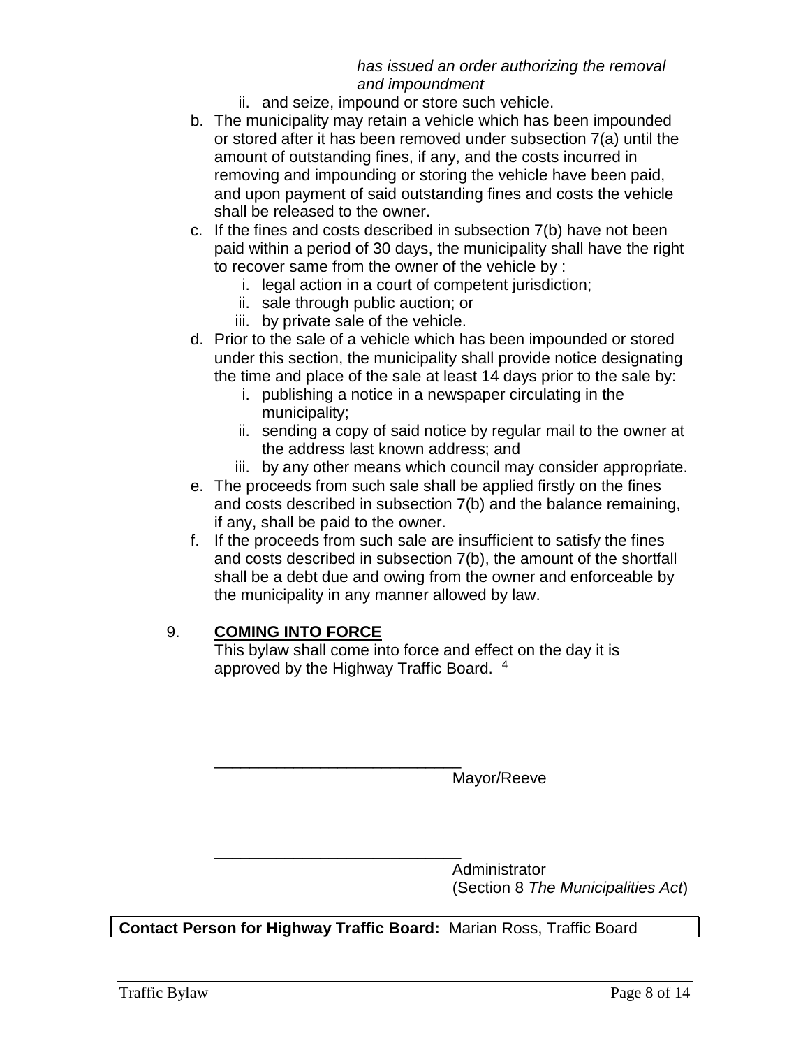*has issued an order authorizing the removal and impoundment*

   ii. and seize, impound or store such vehicle.

b. The municipality may retain a vehicle which has been impounded or stored after it has been removed under subsection 7(a) until the amount of outstanding fines, if any, and the costs incurred in removing and impounding or storing the vehicle have been paid, and upon payment of said outstanding fines and costs the vehicle shall be released to the owner.

c. If the fines and costs described in subsection 7(b) have not been paid within a period of 30 days, the municipality shall have the right to recover same from the owner of the vehicle by :
   i. legal action in a court of competent jurisdiction;
   ii. sale through public auction; or
   iii. by private sale of the vehicle.

d. Prior to the sale of a vehicle which has been impounded or stored under this section, the municipality shall provide notice designating the time and place of the sale at least 14 days prior to the sale by:
   i. publishing a notice in a newspaper circulating in the municipality;
   ii. sending a copy of said notice by regular mail to the owner at the address last known address; and
   iii. by any other means which council may consider appropriate.

e. The proceeds from such sale shall be applied firstly on the fines and costs described in subsection 7(b) and the balance remaining, if any, shall be paid to the owner.

f. If the proceeds from such sale are insufficient to satisfy the fines and costs described in subsection 7(b), the amount of the shortfall shall be a debt due and owing from the owner and enforceable by the municipality in any manner allowed by law.

9. **COMING INTO FORCE**

This bylaw shall come into force and effect on the day it is approved by the Highway Traffic Board. [4]

\_\_\_\_\_\_\_\_\_\_\_\_\_\_\_\_\_\_\_\_\_\_\_\_\_\_\_\_\_\_
Mayor/Reeve

\_\_\_\_\_\_\_\_\_\_\_\_\_\_\_\_\_\_\_\_\_\_\_\_\_\_\_\_\_\_
Administrator
(Section 8 *The Municipalities Act*)

**Contact Person for Highway Traffic Board:** Marian Ross, Traffic Board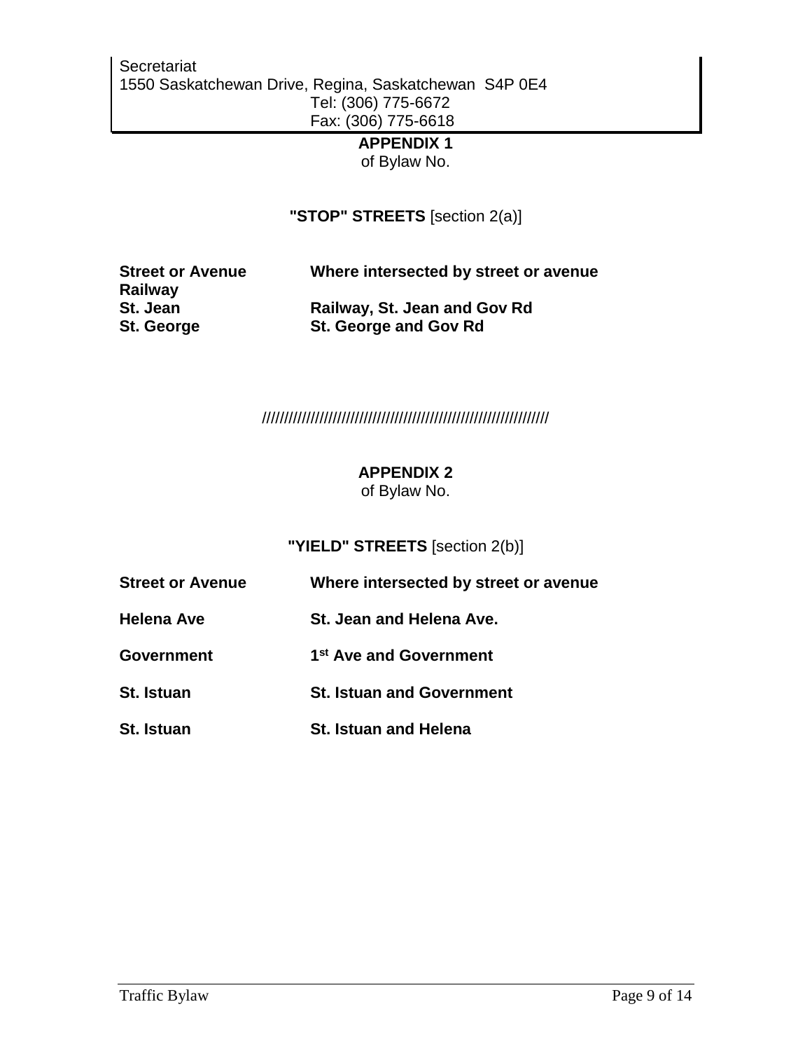Secretariat
1550 Saskatchewan Drive, Regina, Saskatchewan S4P 0E4
Tel: (306) 775-6672
Fax: (306) 775-6618

**APPENDIX 1**
of Bylaw No.

**"STOP" STREETS** [section 2(a)]

| Street or Avenue | Where intersected by street or avenue |
|---|---|
| Railway | |
| St. Jean | Railway, St. Jean and Gov Rd |
| St. George | St. George and Gov Rd |

////////////////////////////////////////////////////////////////////

**APPENDIX 2**
of Bylaw No.

**"YIELD" STREETS** [section 2(b)]

| Street or Avenue | Where intersected by street or avenue |
|---|---|
| Helena Ave | St. Jean and Helena Ave. |
| Government | 1st Ave and Government |
| St. Istuan | St. Istuan and Government |
| St. Istuan | St. Istuan and Helena |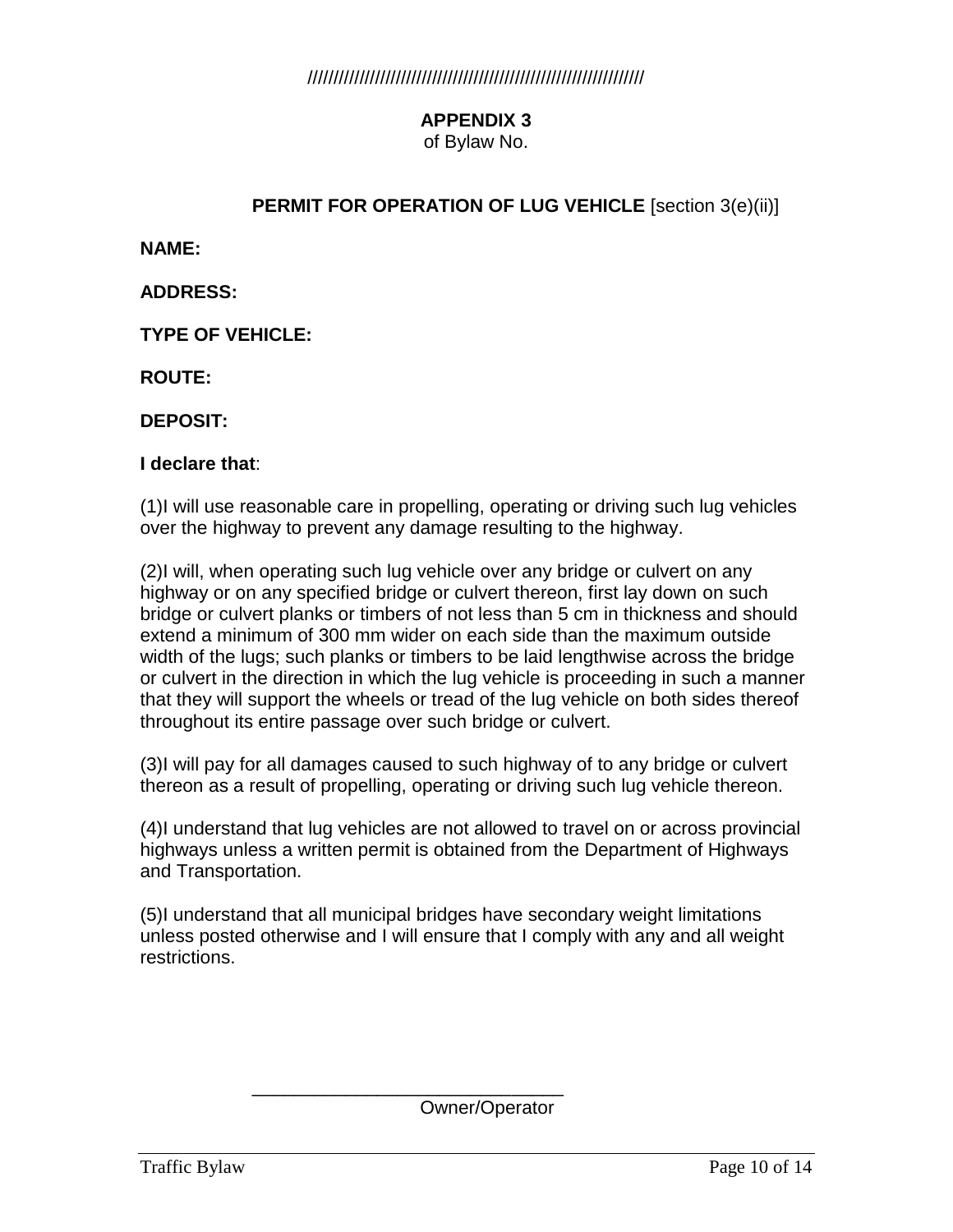////////////////////////////////////////////////////////////////

**APPENDIX 3**
of Bylaw No.

**PERMIT FOR OPERATION OF LUG VEHICLE** [section 3(e)(ii)]

**NAME:**

**ADDRESS:**

**TYPE OF VEHICLE:**

**ROUTE:**

**DEPOSIT:**

**I declare that**:

(1)I will use reasonable care in propelling, operating or driving such lug vehicles over the highway to prevent any damage resulting to the highway.

(2)I will, when operating such lug vehicle over any bridge or culvert on any highway or on any specified bridge or culvert thereon, first lay down on such bridge or culvert planks or timbers of not less than 5 cm in thickness and should extend a minimum of 300 mm wider on each side than the maximum outside width of the lugs; such planks or timbers to be laid lengthwise across the bridge or culvert in the direction in which the lug vehicle is proceeding in such a manner that they will support the wheels or tread of the lug vehicle on both sides thereof throughout its entire passage over such bridge or culvert.

(3)I will pay for all damages caused to such highway of to any bridge or culvert thereon as a result of propelling, operating or driving such lug vehicle thereon.

(4)I understand that lug vehicles are not allowed to travel on or across provincial highways unless a written permit is obtained from the Department of Highways and Transportation.

(5)I understand that all municipal bridges have secondary weight limitations unless posted otherwise and I will ensure that I comply with any and all weight restrictions.

______________________________
Owner/Operator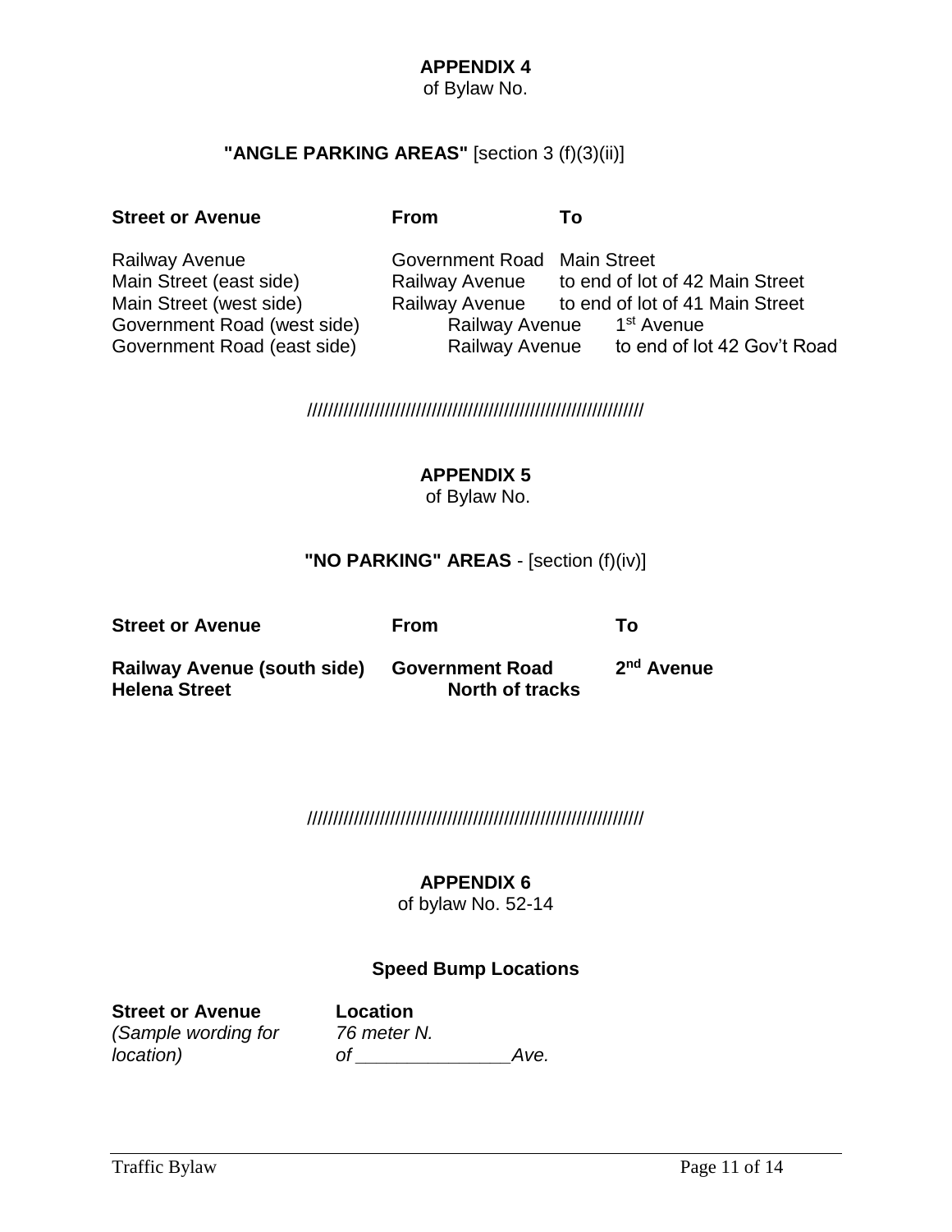**APPENDIX 4**
of Bylaw No.

**"ANGLE PARKING AREAS"** [section 3 (f)(3)(ii)]

| **Street or Avenue** | **From** | **To** |
|---|---|---|
| Railway Avenue | Government Road | Main Street |
| Main Street (east side) | Railway Avenue | to end of lot of 42 Main Street |
| Main Street (west side) | Railway Avenue | to end of lot of 41 Main Street |
| Government Road (west side) | Railway Avenue | 1st Avenue |
| Government Road (east side) | Railway Avenue | to end of lot 42 Gov't Road |

////////////////////////////////////////////////////////////////////

**APPENDIX 5**
of Bylaw No.

**"NO PARKING" AREAS** - [section (f)(iv)]

| **Street or Avenue** | **From** | **To** |
|---|---|---|
| **Railway Avenue (south side)** | **Government Road** | **2nd Avenue** |
| **Helena Street** | **North of tracks** | |

////////////////////////////////////////////////////////////////////

**APPENDIX 6**
of bylaw No. 52-14

**Speed Bump Locations**

| **Street or Avenue** | **Location** |
|---|---|
| *(Sample wording for location)* | *76 meter N. of _______________Ave.* |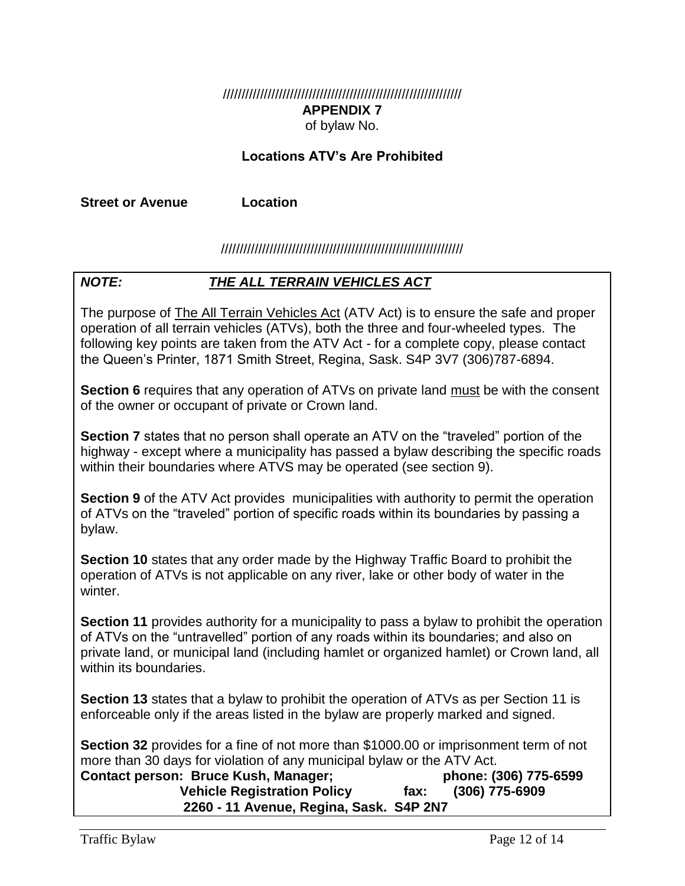////////////////////////////////////////////////////////////////////

**APPENDIX 7**

of bylaw No.

**Locations ATV's Are Prohibited**

| **Street or Avenue** | **Location** |
|---|---|

////////////////////////////////////////////////////////////////////

***NOTE:*** ***THE ALL TERRAIN VEHICLES ACT***

The purpose of The All Terrain Vehicles Act (ATV Act) is to ensure the safe and proper operation of all terrain vehicles (ATVs), both the three and four-wheeled types. The following key points are taken from the ATV Act - for a complete copy, please contact the Queen's Printer, 1871 Smith Street, Regina, Sask. S4P 3V7 (306)787-6894.

**Section 6** requires that any operation of ATVs on private land must be with the consent of the owner or occupant of private or Crown land.

**Section 7** states that no person shall operate an ATV on the "traveled" portion of the highway - except where a municipality has passed a bylaw describing the specific roads within their boundaries where ATVS may be operated (see section 9).

**Section 9** of the ATV Act provides municipalities with authority to permit the operation of ATVs on the "traveled" portion of specific roads within its boundaries by passing a bylaw.

**Section 10** states that any order made by the Highway Traffic Board to prohibit the operation of ATVs is not applicable on any river, lake or other body of water in the winter.

**Section 11** provides authority for a municipality to pass a bylaw to prohibit the operation of ATVs on the "untravelled" portion of any roads within its boundaries; and also on private land, or municipal land (including hamlet or organized hamlet) or Crown land, all within its boundaries.

**Section 13** states that a bylaw to prohibit the operation of ATVs as per Section 11 is enforceable only if the areas listed in the bylaw are properly marked and signed.

**Section 32** provides for a fine of not more than $1000.00 or imprisonment term of not more than 30 days for violation of any municipal bylaw or the ATV Act.

**Contact person: Bruce Kush, Manager; phone: (306) 775-6599**
**Vehicle Registration Policy fax: (306) 775-6909**
**2260 - 11 Avenue, Regina, Sask. S4P 2N7**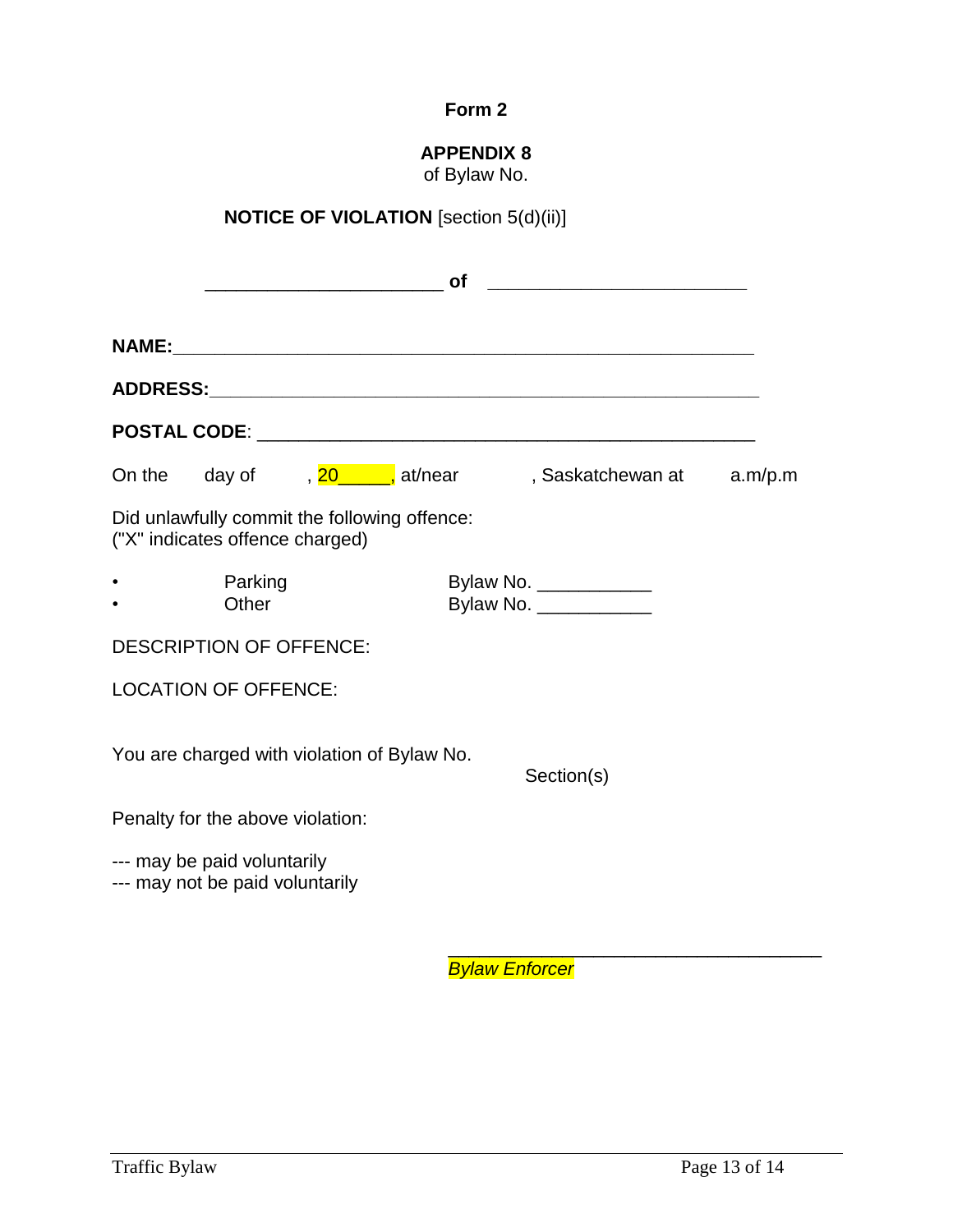**Form 2**

**APPENDIX 8**
of Bylaw No.

**NOTICE OF VIOLATION** [section 5(d)(ii)]

______________________ **of** ________________________

**NAME:**______________________________________________________

**ADDRESS:**____________________________________________________

**POSTAL CODE**: _____________________________________________

On the day of , 20_____, at/near , Saskatchewan at a.m/p.m

Did unlawfully commit the following offence:
("X" indicates offence charged)

- Parking Bylaw No. ___________
- Other Bylaw No. ___________

DESCRIPTION OF OFFENCE:

LOCATION OF OFFENCE:

You are charged with violation of Bylaw No. Section(s)

Penalty for the above violation:

--- may be paid voluntarily
--- may not be paid voluntarily

___________________________________
*Bylaw Enforcer*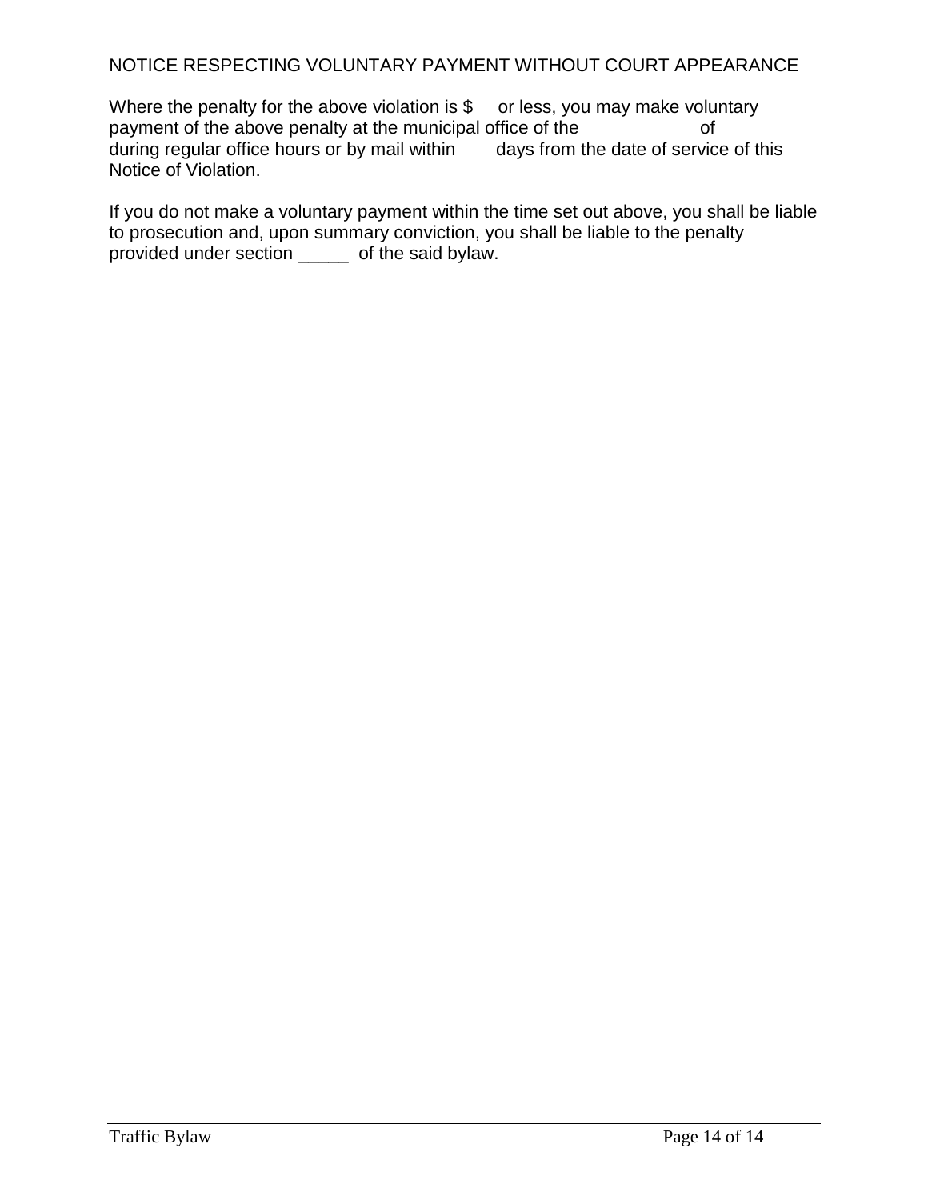NOTICE RESPECTING VOLUNTARY PAYMENT WITHOUT COURT APPEARANCE

Where the penalty for the above violation is $ or less, you may make voluntary payment of the above penalty at the municipal office of the of during regular office hours or by mail within days from the date of service of this Notice of Violation.

If you do not make a voluntary payment within the time set out above, you shall be liable to prosecution and, upon summary conviction, you shall be liable to the penalty provided under section _____ of the said bylaw.

_______________________